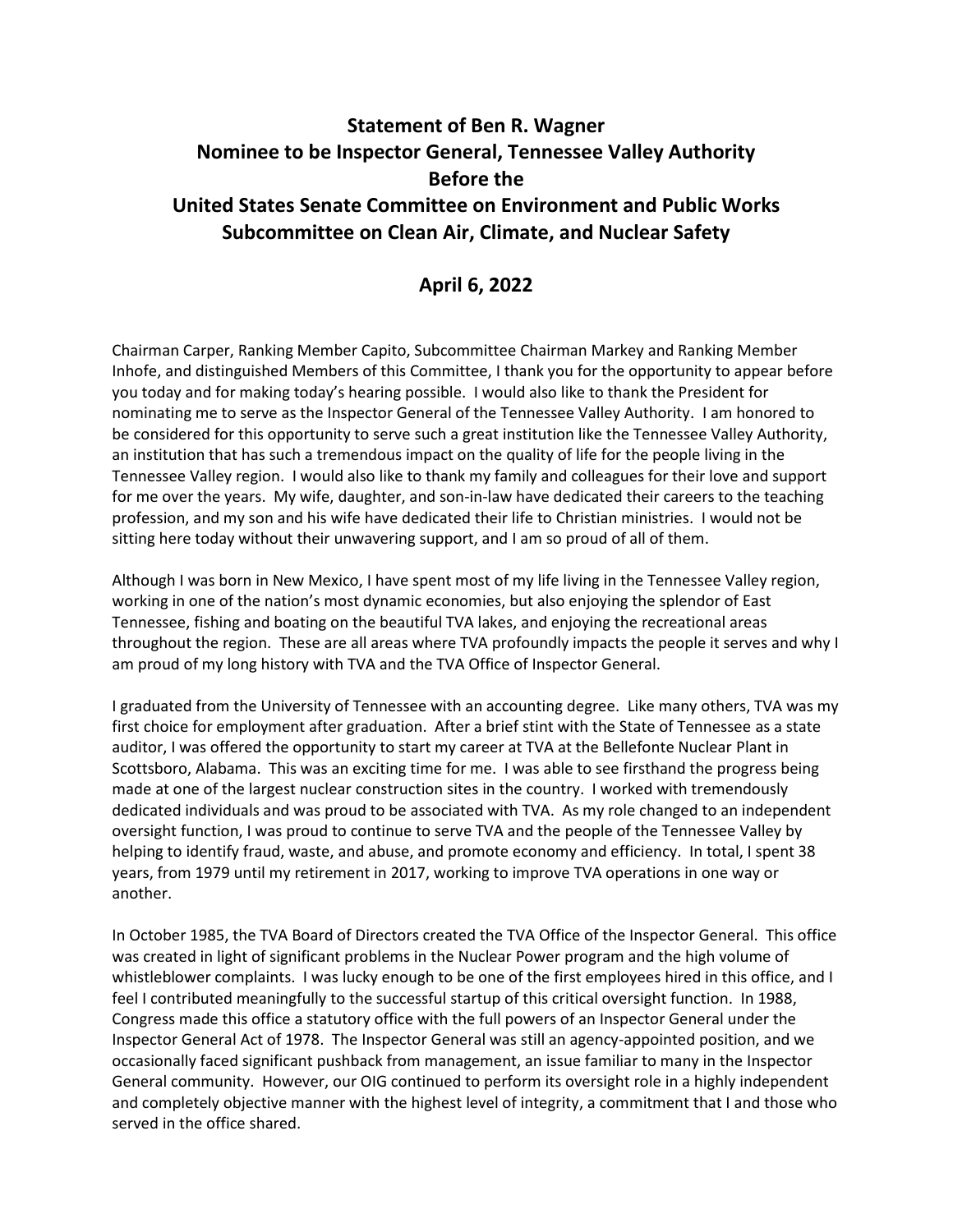# Statement of Ben R. Wagner
# Nominee to be Inspector General, Tennessee Valley Authority
# Before the
# United States Senate Committee on Environment and Public Works
# Subcommittee on Clean Air, Climate, and Nuclear Safety

## April 6, 2022

Chairman Carper, Ranking Member Capito, Subcommittee Chairman Markey and Ranking Member Inhofe, and distinguished Members of this Committee, I thank you for the opportunity to appear before you today and for making today's hearing possible. I would also like to thank the President for nominating me to serve as the Inspector General of the Tennessee Valley Authority. I am honored to be considered for this opportunity to serve such a great institution like the Tennessee Valley Authority, an institution that has such a tremendous impact on the quality of life for the people living in the Tennessee Valley region. I would also like to thank my family and colleagues for their love and support for me over the years. My wife, daughter, and son-in-law have dedicated their careers to the teaching profession, and my son and his wife have dedicated their life to Christian ministries. I would not be sitting here today without their unwavering support, and I am so proud of all of them.

Although I was born in New Mexico, I have spent most of my life living in the Tennessee Valley region, working in one of the nation's most dynamic economies, but also enjoying the splendor of East Tennessee, fishing and boating on the beautiful TVA lakes, and enjoying the recreational areas throughout the region. These are all areas where TVA profoundly impacts the people it serves and why I am proud of my long history with TVA and the TVA Office of Inspector General.

I graduated from the University of Tennessee with an accounting degree. Like many others, TVA was my first choice for employment after graduation. After a brief stint with the State of Tennessee as a state auditor, I was offered the opportunity to start my career at TVA at the Bellefonte Nuclear Plant in Scottsboro, Alabama. This was an exciting time for me. I was able to see firsthand the progress being made at one of the largest nuclear construction sites in the country. I worked with tremendously dedicated individuals and was proud to be associated with TVA. As my role changed to an independent oversight function, I was proud to continue to serve TVA and the people of the Tennessee Valley by helping to identify fraud, waste, and abuse, and promote economy and efficiency. In total, I spent 38 years, from 1979 until my retirement in 2017, working to improve TVA operations in one way or another.

In October 1985, the TVA Board of Directors created the TVA Office of the Inspector General. This office was created in light of significant problems in the Nuclear Power program and the high volume of whistleblower complaints. I was lucky enough to be one of the first employees hired in this office, and I feel I contributed meaningfully to the successful startup of this critical oversight function. In 1988, Congress made this office a statutory office with the full powers of an Inspector General under the Inspector General Act of 1978. The Inspector General was still an agency-appointed position, and we occasionally faced significant pushback from management, an issue familiar to many in the Inspector General community. However, our OIG continued to perform its oversight role in a highly independent and completely objective manner with the highest level of integrity, a commitment that I and those who served in the office shared.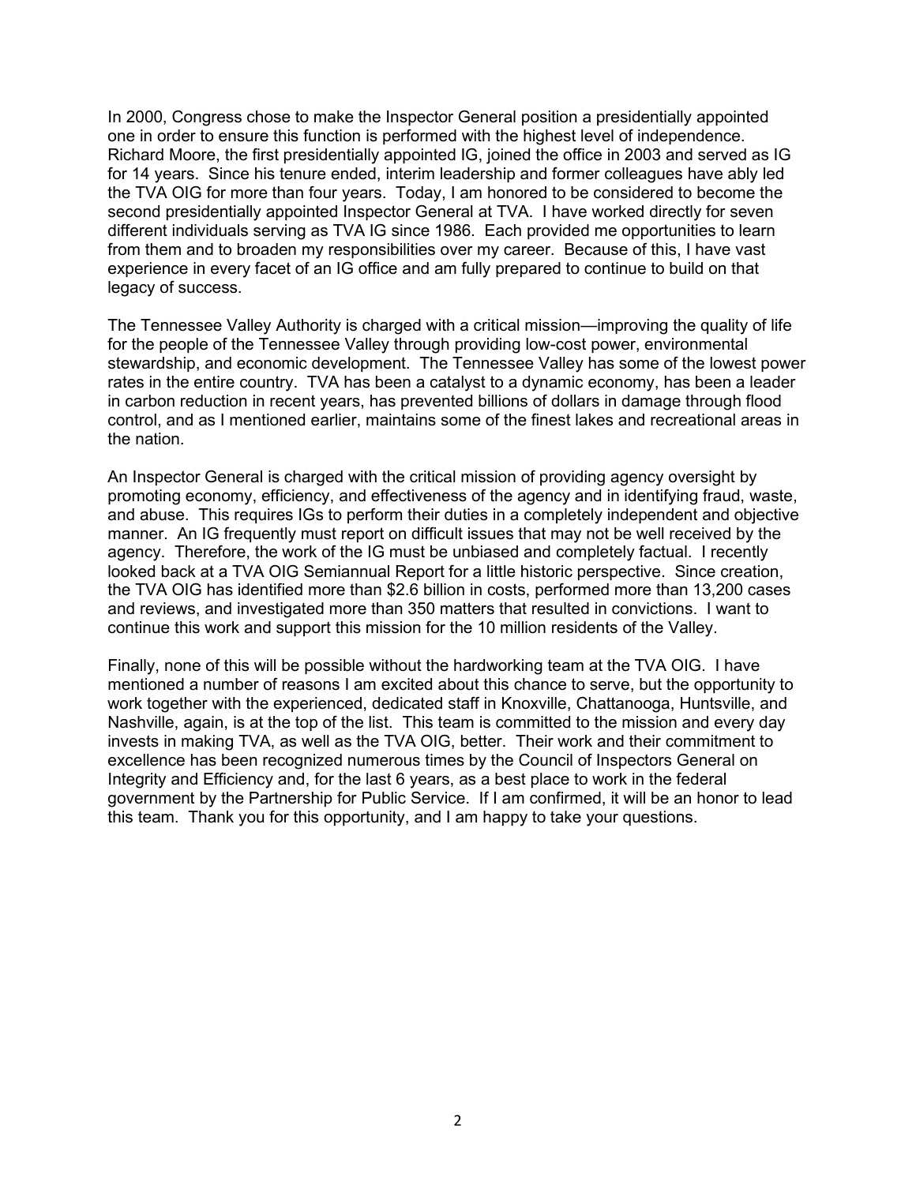In 2000, Congress chose to make the Inspector General position a presidentially appointed one in order to ensure this function is performed with the highest level of independence. Richard Moore, the first presidentially appointed IG, joined the office in 2003 and served as IG for 14 years. Since his tenure ended, interim leadership and former colleagues have ably led the TVA OIG for more than four years. Today, I am honored to be considered to become the second presidentially appointed Inspector General at TVA. I have worked directly for seven different individuals serving as TVA IG since 1986. Each provided me opportunities to learn from them and to broaden my responsibilities over my career. Because of this, I have vast experience in every facet of an IG office and am fully prepared to continue to build on that legacy of success.

The Tennessee Valley Authority is charged with a critical mission—improving the quality of life for the people of the Tennessee Valley through providing low-cost power, environmental stewardship, and economic development. The Tennessee Valley has some of the lowest power rates in the entire country. TVA has been a catalyst to a dynamic economy, has been a leader in carbon reduction in recent years, has prevented billions of dollars in damage through flood control, and as I mentioned earlier, maintains some of the finest lakes and recreational areas in the nation.

An Inspector General is charged with the critical mission of providing agency oversight by promoting economy, efficiency, and effectiveness of the agency and in identifying fraud, waste, and abuse. This requires IGs to perform their duties in a completely independent and objective manner. An IG frequently must report on difficult issues that may not be well received by the agency. Therefore, the work of the IG must be unbiased and completely factual. I recently looked back at a TVA OIG Semiannual Report for a little historic perspective. Since creation, the TVA OIG has identified more than $2.6 billion in costs, performed more than 13,200 cases and reviews, and investigated more than 350 matters that resulted in convictions. I want to continue this work and support this mission for the 10 million residents of the Valley.

Finally, none of this will be possible without the hardworking team at the TVA OIG. I have mentioned a number of reasons I am excited about this chance to serve, but the opportunity to work together with the experienced, dedicated staff in Knoxville, Chattanooga, Huntsville, and Nashville, again, is at the top of the list. This team is committed to the mission and every day invests in making TVA, as well as the TVA OIG, better. Their work and their commitment to excellence has been recognized numerous times by the Council of Inspectors General on Integrity and Efficiency and, for the last 6 years, as a best place to work in the federal government by the Partnership for Public Service. If I am confirmed, it will be an honor to lead this team. Thank you for this opportunity, and I am happy to take your questions.